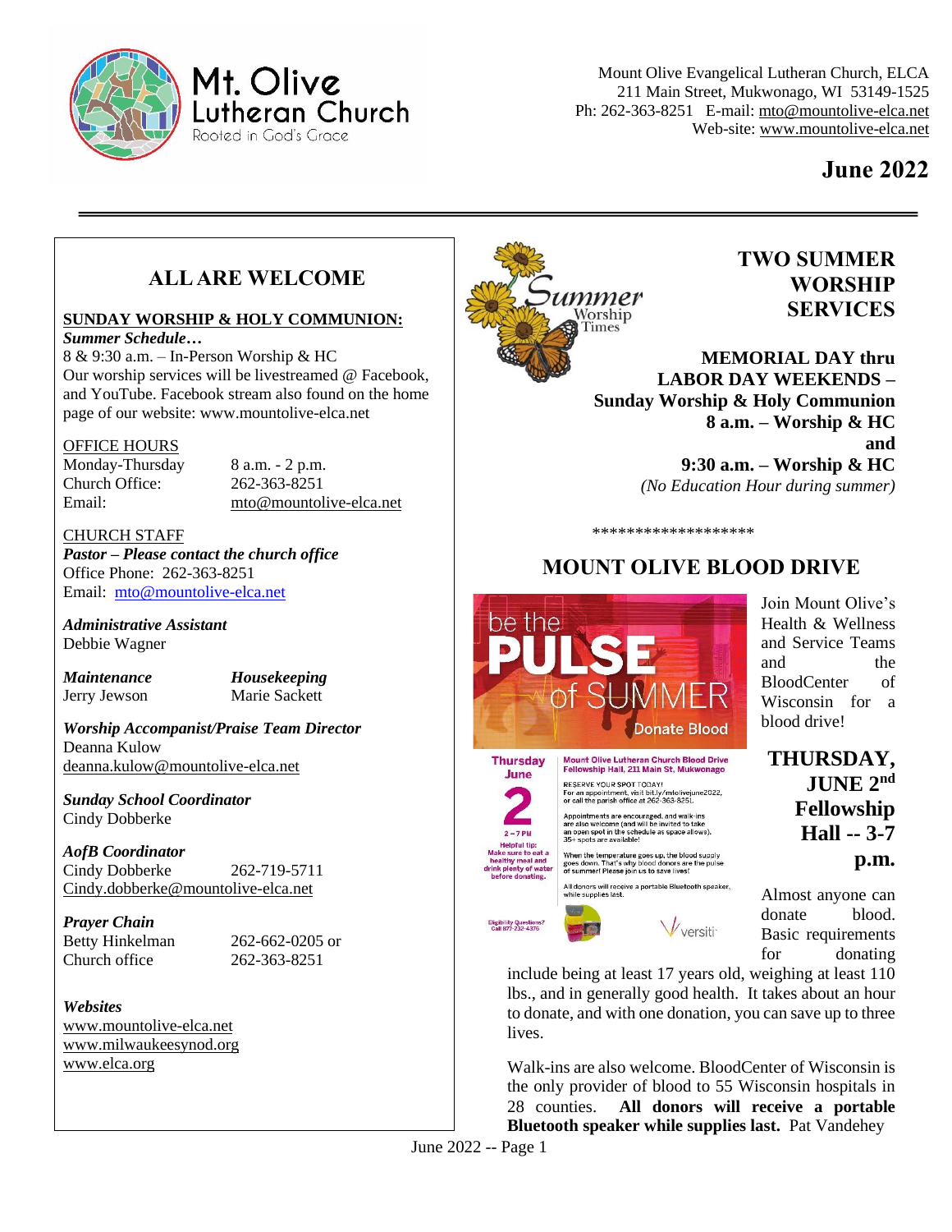Mt. Olive Lutheran Church
Rooted in God's Grace

Mount Olive Evangelical Lutheran Church, ELCA
211 Main Street, Mukwonago, WI 53149-1525
Ph: 262-363-8251 E-mail: mto@mountolive-elca.net
Web-site: www.mountolive-elca.net

# June 2022

## ALL ARE WELCOME

**SUNDAY WORSHIP & HOLY COMMUNION:**
***Summer Schedule…***
8 & 9:30 a.m. – In-Person Worship & HC
Our worship services will be livestreamed @ Facebook, and YouTube. Facebook stream also found on the home page of our website: www.mountolive-elca.net

OFFICE HOURS
Monday-Thursday 8 a.m. - 2 p.m.
Church Office: 262-363-8251
Email: mto@mountolive-elca.net

CHURCH STAFF
***Pastor – Please contact the church office***
Office Phone: 262-363-8251
Email: mto@mountolive-elca.net

***Administrative Assistant***
Debbie Wagner

***Maintenance***
Jerry Jewson

***Housekeeping***
Marie Sackett

***Worship Accompanist/Praise Team Director***
Deanna Kulow
deanna.kulow@mountolive-elca.net

***Sunday School Coordinator***
Cindy Dobberke

***AofB Coordinator***
Cindy Dobberke 262-719-5711
Cindy.dobberke@mountolive-elca.net

***Prayer Chain***
Betty Hinkelman 262-662-0205 or
Church office 262-363-8251

***Websites***
www.mountolive-elca.net
www.milwaukeesynod.org
www.elca.org

## TWO SUMMER WORSHIP SERVICES

**MEMORIAL DAY thru LABOR DAY WEEKENDS – Sunday Worship & Holy Communion**
**8 a.m. – Worship & HC**
**and**
**9:30 a.m. – Worship & HC**
*(No Education Hour during summer)*

\*\*\*\*\*\*\*\*\*\*\*\*\*\*\*\*\*\*

## MOUNT OLIVE BLOOD DRIVE

Join Mount Olive's Health & Wellness and Service Teams and the BloodCenter of Wisconsin for a blood drive!

**THURSDAY, JUNE 2nd Fellowship Hall -- 3-7 p.m.**

Almost anyone can donate blood. Basic requirements for donating include being at least 17 years old, weighing at least 110 lbs., and in generally good health. It takes about an hour to donate, and with one donation, you can save up to three lives.

Walk-ins are also welcome. BloodCenter of Wisconsin is the only provider of blood to 55 Wisconsin hospitals in 28 counties. **All donors will receive a portable Bluetooth speaker while supplies last.** Pat Vandehey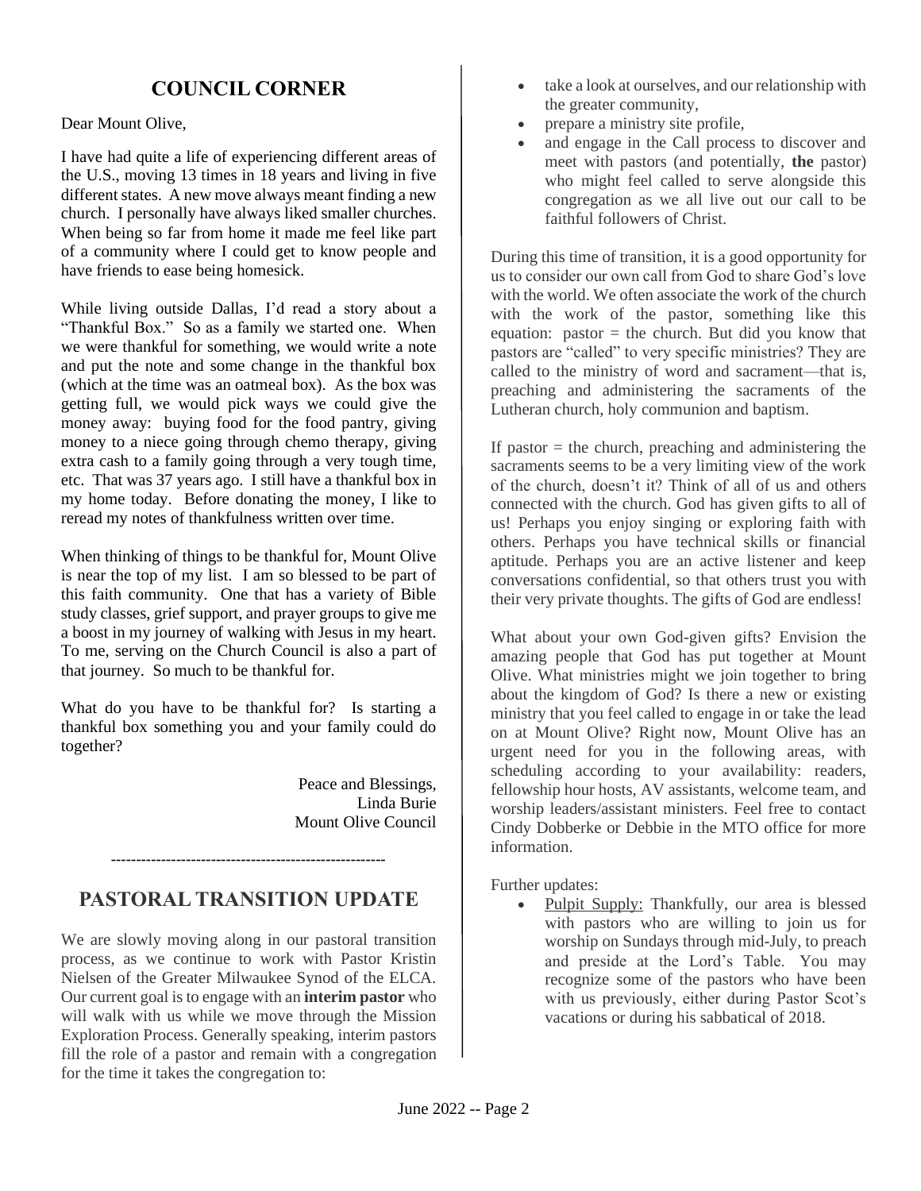## COUNCIL CORNER

Dear Mount Olive,

I have had quite a life of experiencing different areas of the U.S., moving 13 times in 18 years and living in five different states. A new move always meant finding a new church. I personally have always liked smaller churches. When being so far from home it made me feel like part of a community where I could get to know people and have friends to ease being homesick.

While living outside Dallas, I'd read a story about a "Thankful Box." So as a family we started one. When we were thankful for something, we would write a note and put the note and some change in the thankful box (which at the time was an oatmeal box). As the box was getting full, we would pick ways we could give the money away: buying food for the food pantry, giving money to a niece going through chemo therapy, giving extra cash to a family going through a very tough time, etc. That was 37 years ago. I still have a thankful box in my home today. Before donating the money, I like to reread my notes of thankfulness written over time.

When thinking of things to be thankful for, Mount Olive is near the top of my list. I am so blessed to be part of this faith community. One that has a variety of Bible study classes, grief support, and prayer groups to give me a boost in my journey of walking with Jesus in my heart. To me, serving on the Church Council is also a part of that journey. So much to be thankful for.

What do you have to be thankful for? Is starting a thankful box something you and your family could do together?

Peace and Blessings,
Linda Burie
Mount Olive Council

-------------------------------------------------------

## PASTORAL TRANSITION UPDATE

We are slowly moving along in our pastoral transition process, as we continue to work with Pastor Kristin Nielsen of the Greater Milwaukee Synod of the ELCA. Our current goal is to engage with an **interim pastor** who will walk with us while we move through the Mission Exploration Process. Generally speaking, interim pastors fill the role of a pastor and remain with a congregation for the time it takes the congregation to:

- take a look at ourselves, and our relationship with the greater community,
- prepare a ministry site profile,
- and engage in the Call process to discover and meet with pastors (and potentially, **the** pastor) who might feel called to serve alongside this congregation as we all live out our call to be faithful followers of Christ.

During this time of transition, it is a good opportunity for us to consider our own call from God to share God's love with the world. We often associate the work of the church with the work of the pastor, something like this equation: pastor = the church. But did you know that pastors are "called" to very specific ministries? They are called to the ministry of word and sacrament—that is, preaching and administering the sacraments of the Lutheran church, holy communion and baptism.

If pastor = the church, preaching and administering the sacraments seems to be a very limiting view of the work of the church, doesn't it? Think of all of us and others connected with the church. God has given gifts to all of us! Perhaps you enjoy singing or exploring faith with others. Perhaps you have technical skills or financial aptitude. Perhaps you are an active listener and keep conversations confidential, so that others trust you with their very private thoughts. The gifts of God are endless!

What about your own God-given gifts? Envision the amazing people that God has put together at Mount Olive. What ministries might we join together to bring about the kingdom of God? Is there a new or existing ministry that you feel called to engage in or take the lead on at Mount Olive? Right now, Mount Olive has an urgent need for you in the following areas, with scheduling according to your availability: readers, fellowship hour hosts, AV assistants, welcome team, and worship leaders/assistant ministers. Feel free to contact Cindy Dobberke or Debbie in the MTO office for more information.

Further updates:

- Pulpit Supply: Thankfully, our area is blessed with pastors who are willing to join us for worship on Sundays through mid-July, to preach and preside at the Lord's Table. You may recognize some of the pastors who have been with us previously, either during Pastor Scot's vacations or during his sabbatical of 2018.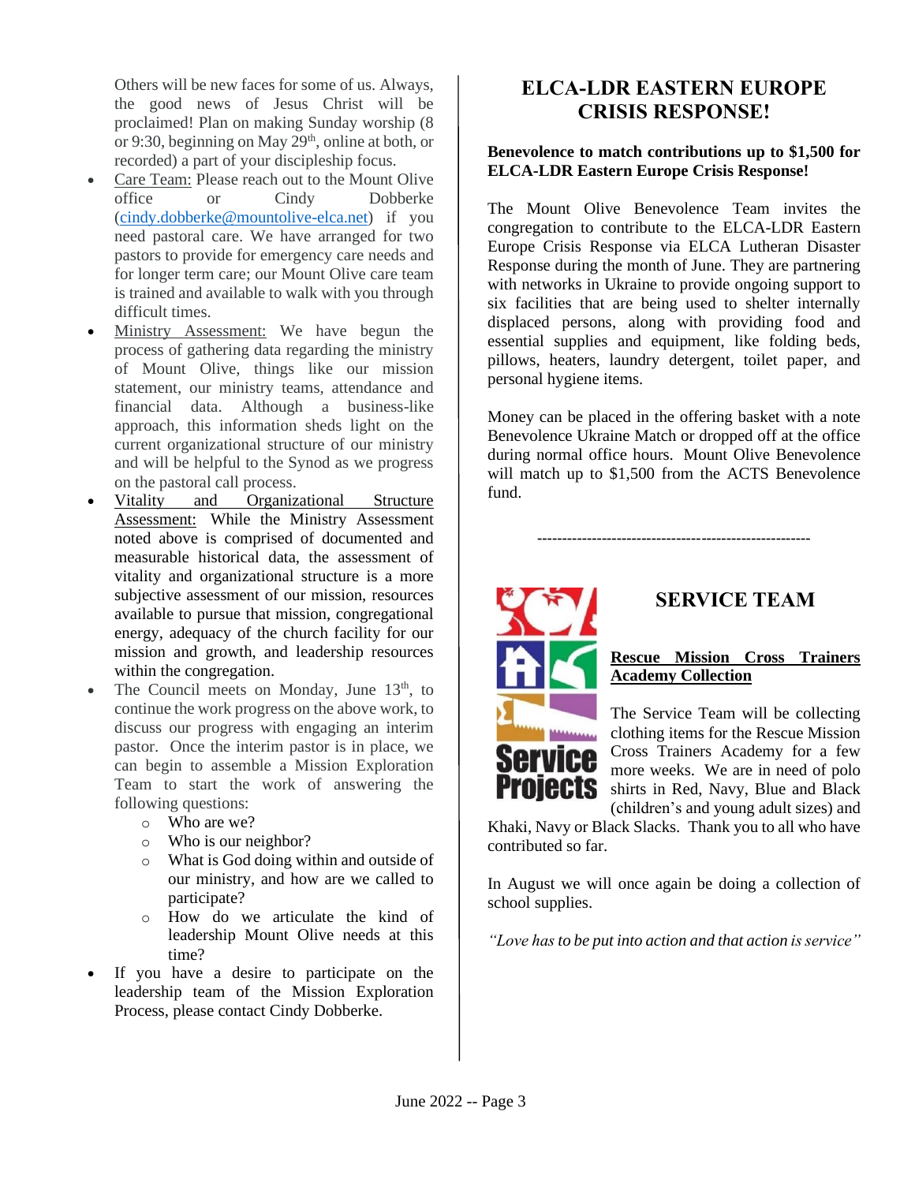Others will be new faces for some of us. Always, the good news of Jesus Christ will be proclaimed! Plan on making Sunday worship (8 or 9:30, beginning on May 29th, online at both, or recorded) a part of your discipleship focus.

- Care Team: Please reach out to the Mount Olive office or Cindy Dobberke (cindy.dobberke@mountolive-elca.net) if you need pastoral care. We have arranged for two pastors to provide for emergency care needs and for longer term care; our Mount Olive care team is trained and available to walk with you through difficult times.
- Ministry Assessment: We have begun the process of gathering data regarding the ministry of Mount Olive, things like our mission statement, our ministry teams, attendance and financial data. Although a business-like approach, this information sheds light on the current organizational structure of our ministry and will be helpful to the Synod as we progress on the pastoral call process.
- Vitality and Organizational Structure Assessment: While the Ministry Assessment noted above is comprised of documented and measurable historical data, the assessment of vitality and organizational structure is a more subjective assessment of our mission, resources available to pursue that mission, congregational energy, adequacy of the church facility for our mission and growth, and leadership resources within the congregation.
- The Council meets on Monday, June 13th, to continue the work progress on the above work, to discuss our progress with engaging an interim pastor. Once the interim pastor is in place, we can begin to assemble a Mission Exploration Team to start the work of answering the following questions:
  - Who are we?
  - Who is our neighbor?
  - What is God doing within and outside of our ministry, and how are we called to participate?
  - How do we articulate the kind of leadership Mount Olive needs at this time?
- If you have a desire to participate on the leadership team of the Mission Exploration Process, please contact Cindy Dobberke.

## ELCA-LDR EASTERN EUROPE CRISIS RESPONSE!

**Benevolence to match contributions up to $1,500 for ELCA-LDR Eastern Europe Crisis Response!**

The Mount Olive Benevolence Team invites the congregation to contribute to the ELCA-LDR Eastern Europe Crisis Response via ELCA Lutheran Disaster Response during the month of June. They are partnering with networks in Ukraine to provide ongoing support to six facilities that are being used to shelter internally displaced persons, along with providing food and essential supplies and equipment, like folding beds, pillows, heaters, laundry detergent, toilet paper, and personal hygiene items.

Money can be placed in the offering basket with a note Benevolence Ukraine Match or dropped off at the office during normal office hours. Mount Olive Benevolence will match up to $1,500 from the ACTS Benevolence fund.

---

## SERVICE TEAM

**Rescue Mission Cross Trainers Academy Collection**

The Service Team will be collecting clothing items for the Rescue Mission Cross Trainers Academy for a few more weeks. We are in need of polo shirts in Red, Navy, Blue and Black (children's and young adult sizes) and Khaki, Navy or Black Slacks. Thank you to all who have contributed so far.

In August we will once again be doing a collection of school supplies.

*"Love has to be put into action and that action is service"*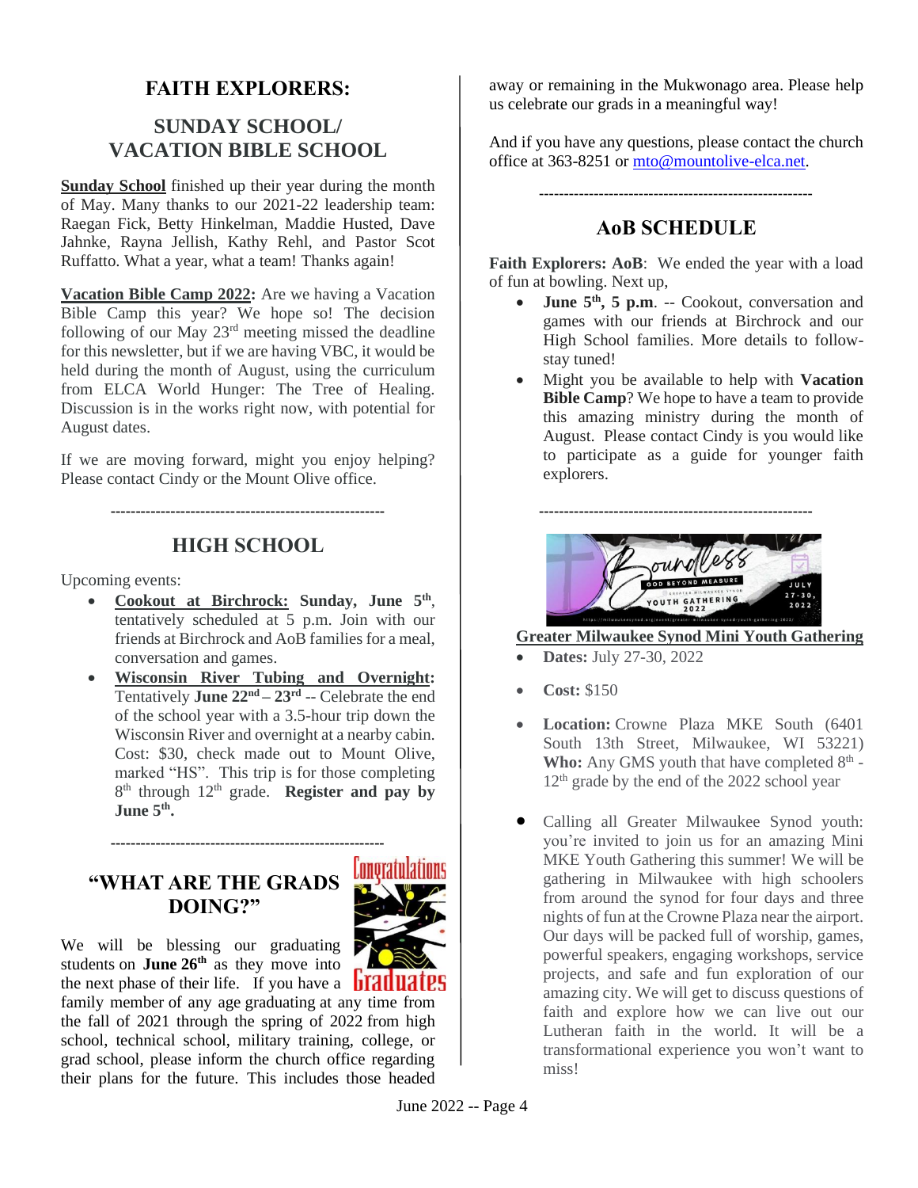# FAITH EXPLORERS:

## SUNDAY SCHOOL/ VACATION BIBLE SCHOOL

**Sunday School** finished up their year during the month of May. Many thanks to our 2021-22 leadership team: Raegan Fick, Betty Hinkelman, Maddie Husted, Dave Jahnke, Rayna Jellish, Kathy Rehl, and Pastor Scot Ruffatto. What a year, what a team! Thanks again!

**Vacation Bible Camp 2022:** Are we having a Vacation Bible Camp this year? We hope so! The decision following of our May 23rd meeting missed the deadline for this newsletter, but if we are having VBC, it would be held during the month of August, using the curriculum from ELCA World Hunger: The Tree of Healing. Discussion is in the works right now, with potential for August dates.

If we are moving forward, might you enjoy helping? Please contact Cindy or the Mount Olive office.

-------------------------------------------------------

## HIGH SCHOOL

Upcoming events:

- **Cookout at Birchrock:** Sunday, June 5th, tentatively scheduled at 5 p.m. Join with our friends at Birchrock and AoB families for a meal, conversation and games.
- **Wisconsin River Tubing and Overnight:** Tentatively **June 22nd – 23rd** -- Celebrate the end of the school year with a 3.5-hour trip down the Wisconsin River and overnight at a nearby cabin. Cost: $30, check made out to Mount Olive, marked "HS". This trip is for those completing 8th through 12th grade. **Register and pay by June 5th.**

-------------------------------------------------------

## "WHAT ARE THE GRADS DOING?"

We will be blessing our graduating students on **June 26th** as they move into the next phase of their life. If you have a family member of any age graduating at any time from the fall of 2021 through the spring of 2022 from high school, technical school, military training, college, or grad school, please inform the church office regarding their plans for the future. This includes those headed away or remaining in the Mukwonago area. Please help us celebrate our grads in a meaningful way!

And if you have any questions, please contact the church office at 363-8251 or mto@mountolive-elca.net.

-------------------------------------------------------

## AoB SCHEDULE

**Faith Explorers: AoB**: We ended the year with a load of fun at bowling. Next up,

- **June 5th, 5 p.m**. -- Cookout, conversation and games with our friends at Birchrock and our High School families. More details to follow- stay tuned!
- Might you be available to help with **Vacation Bible Camp**? We hope to have a team to provide this amazing ministry during the month of August. Please contact Cindy is you would like to participate as a guide for younger faith explorers.

-------------------------------------------------------

**Greater Milwaukee Synod Mini Youth Gathering**

- **Dates:** July 27-30, 2022
- **Cost:** $150
- **Location:** Crowne Plaza MKE South (6401 South 13th Street, Milwaukee, WI 53221) **Who:** Any GMS youth that have completed 8th - 12th grade by the end of the 2022 school year
- Calling all Greater Milwaukee Synod youth: you're invited to join us for an amazing Mini MKE Youth Gathering this summer! We will be gathering in Milwaukee with high schoolers from around the synod for four days and three nights of fun at the Crowne Plaza near the airport. Our days will be packed full of worship, games, powerful speakers, engaging workshops, service projects, and safe and fun exploration of our amazing city. We will get to discuss questions of faith and explore how we can live out our Lutheran faith in the world. It will be a transformational experience you won't want to miss!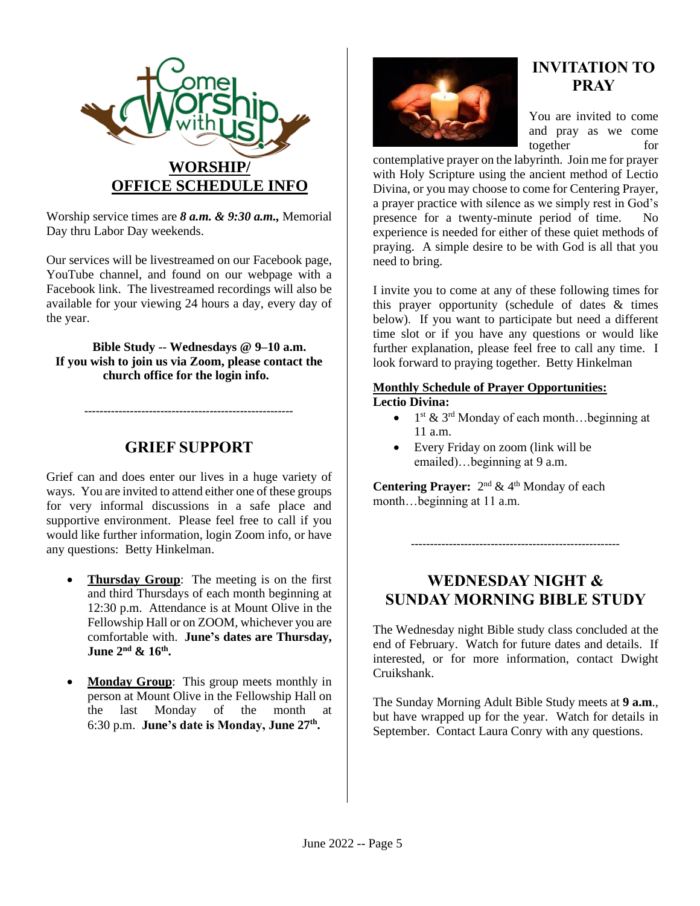## WORSHIP/ OFFICE SCHEDULE INFO

Worship service times are ***8 a.m. & 9:30 a.m.,*** Memorial Day thru Labor Day weekends.

Our services will be livestreamed on our Facebook page, YouTube channel, and found on our webpage with a Facebook link. The livestreamed recordings will also be available for your viewing 24 hours a day, every day of the year.

**Bible Study -- Wednesdays @ 9–10 a.m.**
**If you wish to join us via Zoom, please contact the church office for the login info.**

---

## GRIEF SUPPORT

Grief can and does enter our lives in a huge variety of ways. You are invited to attend either one of these groups for very informal discussions in a safe place and supportive environment. Please feel free to call if you would like further information, login Zoom info, or have any questions: Betty Hinkelman.

- **Thursday Group**: The meeting is on the first and third Thursdays of each month beginning at 12:30 p.m. Attendance is at Mount Olive in the Fellowship Hall or on ZOOM, whichever you are comfortable with. **June's dates are Thursday, June 2nd & 16th.**

- **Monday Group**: This group meets monthly in person at Mount Olive in the Fellowship Hall on the last Monday of the month at 6:30 p.m. **June's date is Monday, June 27th.**

## INVITATION TO PRAY

You are invited to come and pray as we come together for contemplative prayer on the labyrinth. Join me for prayer with Holy Scripture using the ancient method of Lectio Divina, or you may choose to come for Centering Prayer, a prayer practice with silence as we simply rest in God's presence for a twenty-minute period of time. No experience is needed for either of these quiet methods of praying. A simple desire to be with God is all that you need to bring.

I invite you to come at any of these following times for this prayer opportunity (schedule of dates & times below). If you want to participate but need a different time slot or if you have any questions or would like further explanation, please feel free to call any time. I look forward to praying together. Betty Hinkelman

**Monthly Schedule of Prayer Opportunities:**
**Lectio Divina:**

- 1st & 3rd Monday of each month…beginning at 11 a.m.
- Every Friday on zoom (link will be emailed)…beginning at 9 a.m.

**Centering Prayer:** 2nd & 4th Monday of each month…beginning at 11 a.m.

---

## WEDNESDAY NIGHT & SUNDAY MORNING BIBLE STUDY

The Wednesday night Bible study class concluded at the end of February. Watch for future dates and details. If interested, or for more information, contact Dwight Cruikshank.

The Sunday Morning Adult Bible Study meets at **9 a.m.**, but have wrapped up for the year. Watch for details in September. Contact Laura Conry with any questions.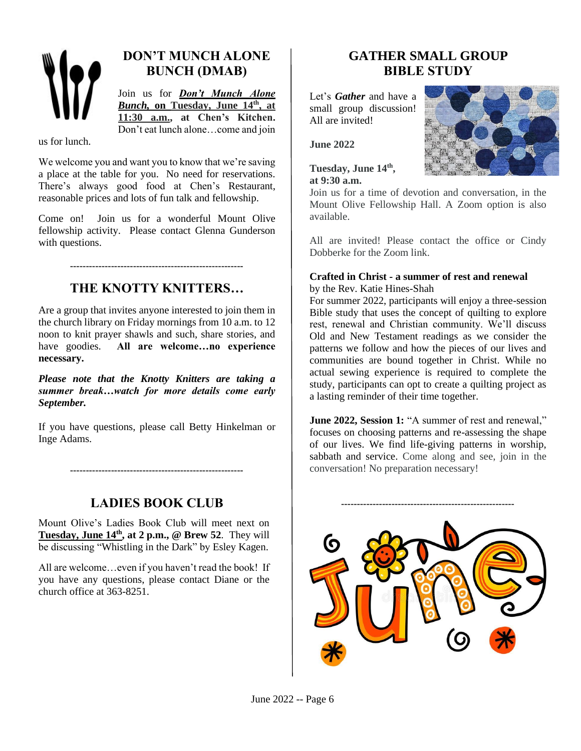## DON'T MUNCH ALONE BUNCH (DMAB)

Join us for ***Don't Munch Alone Bunch*, on Tuesday, June 14th, at 11:30 a.m., at Chen's Kitchen.** Don't eat lunch alone…come and join us for lunch.

We welcome you and want you to know that we're saving a place at the table for you. No need for reservations. There's always good food at Chen's Restaurant, reasonable prices and lots of fun talk and fellowship.

Come on! Join us for a wonderful Mount Olive fellowship activity. Please contact Glenna Gunderson with questions.

---

## THE KNOTTY KNITTERS…

Are a group that invites anyone interested to join them in the church library on Friday mornings from 10 a.m. to 12 noon to knit prayer shawls and such, share stories, and have goodies. **All are welcome…no experience necessary.**

***Please note that the Knotty Knitters are taking a summer break…watch for more details come early September.***

If you have questions, please call Betty Hinkelman or Inge Adams.

---

## LADIES BOOK CLUB

Mount Olive's Ladies Book Club will meet next on **Tuesday, June 14th, at 2 p.m., @ Brew 52**. They will be discussing "Whistling in the Dark" by Esley Kagen.

All are welcome…even if you haven't read the book! If you have any questions, please contact Diane or the church office at 363-8251.

## GATHER SMALL GROUP BIBLE STUDY

Let's ***Gather*** and have a small group discussion! All are invited!

**June 2022**

**Tuesday, June 14th, at 9:30 a.m.**

Join us for a time of devotion and conversation, in the Mount Olive Fellowship Hall. A Zoom option is also available.

All are invited! Please contact the office or Cindy Dobberke for the Zoom link.

**Crafted in Christ - a summer of rest and renewal**
by the Rev. Katie Hines-Shah

For summer 2022, participants will enjoy a three-session Bible study that uses the concept of quilting to explore rest, renewal and Christian community. We'll discuss Old and New Testament readings as we consider the patterns we follow and how the pieces of our lives and communities are bound together in Christ. While no actual sewing experience is required to complete the study, participants can opt to create a quilting project as a lasting reminder of their time together.

**June 2022, Session 1:** "A summer of rest and renewal," focuses on choosing patterns and re-assessing the shape of our lives. We find life-giving patterns in worship, sabbath and service. Come along and see, join in the conversation! No preparation necessary!

---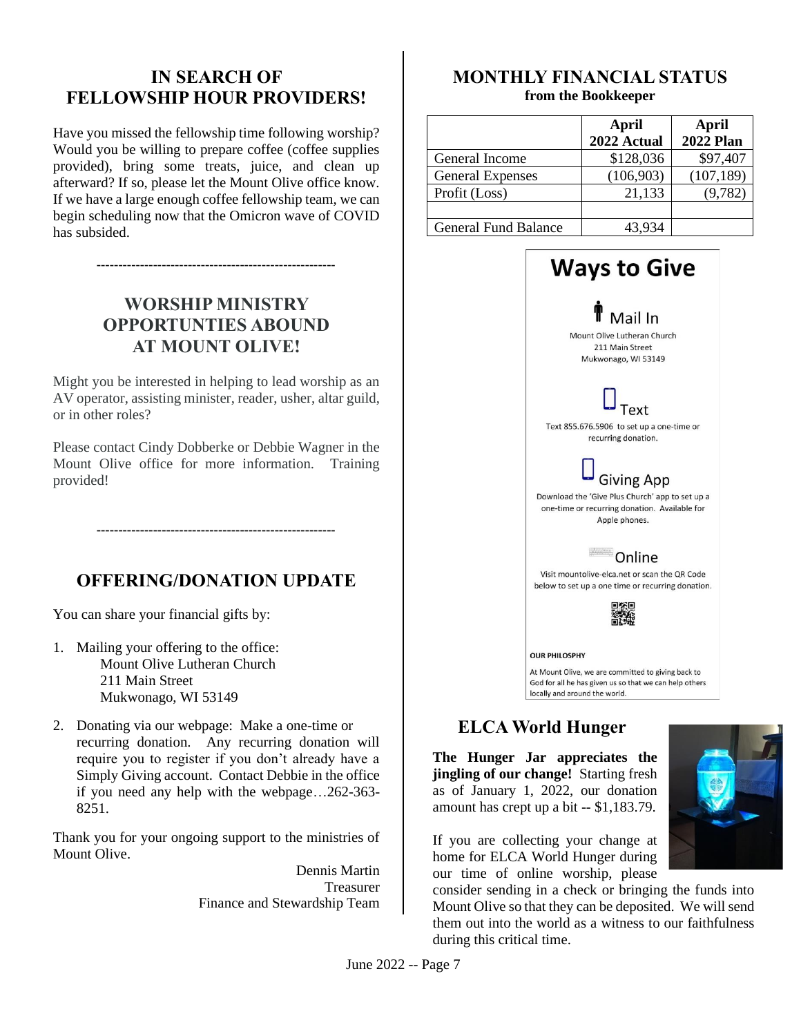## IN SEARCH OF FELLOWSHIP HOUR PROVIDERS!

Have you missed the fellowship time following worship? Would you be willing to prepare coffee (coffee supplies provided), bring some treats, juice, and clean up afterward? If so, please let the Mount Olive office know. If we have a large enough coffee fellowship team, we can begin scheduling now that the Omicron wave of COVID has subsided.

-------------------------------------------------------

## WORSHIP MINISTRY OPPORTUNTIES ABOUND AT MOUNT OLIVE!

Might you be interested in helping to lead worship as an AV operator, assisting minister, reader, usher, altar guild, or in other roles?

Please contact Cindy Dobberke or Debbie Wagner in the Mount Olive office for more information. Training provided!

-------------------------------------------------------

## OFFERING/DONATION UPDATE

You can share your financial gifts by:

1. Mailing your offering to the office:
   Mount Olive Lutheran Church
   211 Main Street
   Mukwonago, WI 53149

2. Donating via our webpage: Make a one-time or recurring donation. Any recurring donation will require you to register if you don't already have a Simply Giving account. Contact Debbie in the office if you need any help with the webpage…262-363-8251.

Thank you for your ongoing support to the ministries of Mount Olive.

Dennis Martin
Treasurer
Finance and Stewardship Team

## MONTHLY FINANCIAL STATUS

**from the Bookkeeper**

| | April 2022 Actual | April 2022 Plan |
|---|---|---|
| General Income | $128,036 | $97,407 |
| General Expenses | (106,903) | (107,189) |
| Profit (Loss) | 21,133 | (9,782) |
| | | |
| General Fund Balance | 43,934 | |

## Ways to Give

**Mail In**

Mount Olive Lutheran Church
211 Main Street
Mukwonago, WI 53149

**Text**

Text 855.676.5906 to set up a one-time or recurring donation.

**Giving App**

Download the 'Give Plus Church' app to set up a one-time or recurring donation. Available for Apple phones.

**Online**

Visit mountolive-elca.net or scan the QR Code below to set up a one time or recurring donation.

**OUR PHILOSOPHY**

At Mount Olive, we are committed to giving back to God for all he has given us so that we can help others locally and around the world.

## ELCA World Hunger

**The Hunger Jar appreciates the jingling of our change!** Starting fresh as of January 1, 2022, our donation amount has crept up a bit -- $1,183.79.

If you are collecting your change at home for ELCA World Hunger during our time of online worship, please consider sending in a check or bringing the funds into Mount Olive so that they can be deposited. We will send them out into the world as a witness to our faithfulness during this critical time.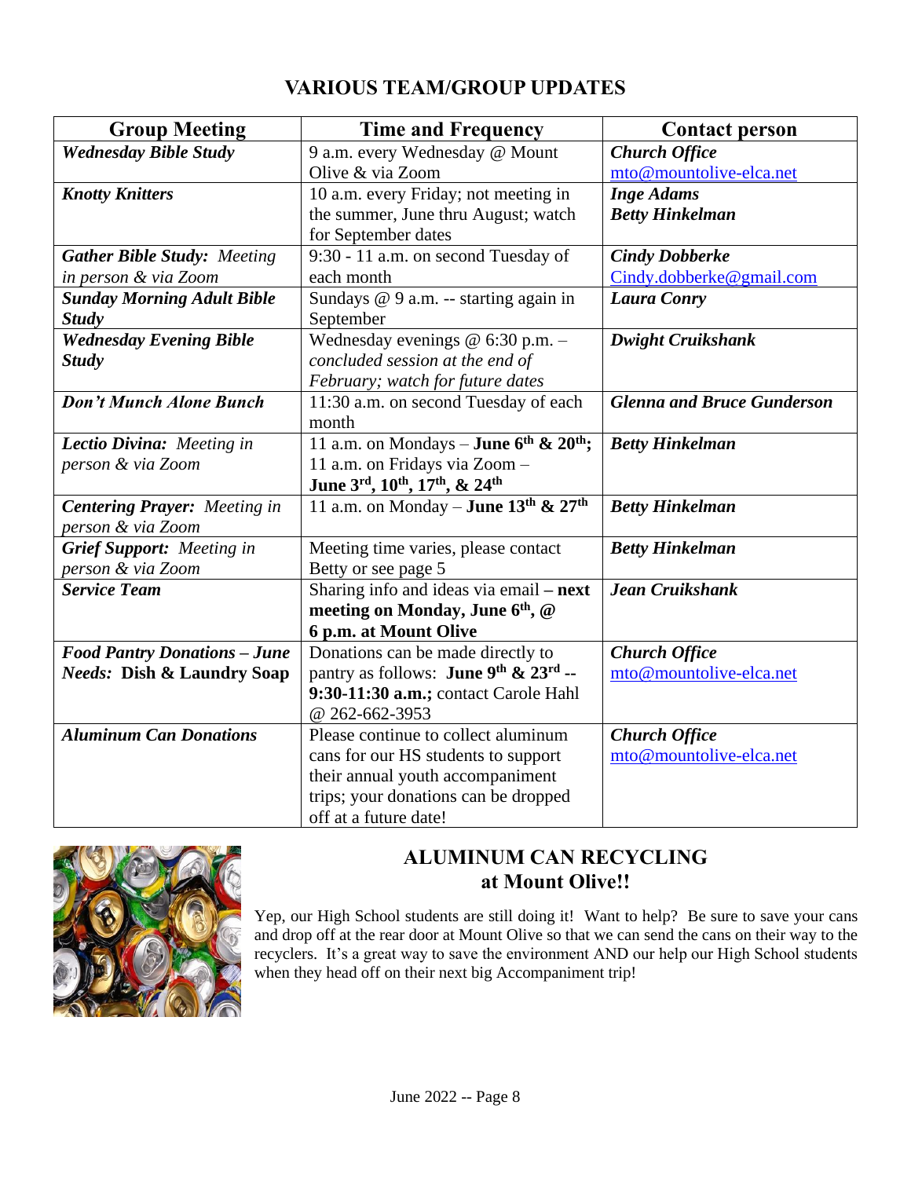# VARIOUS TEAM/GROUP UPDATES

| Group Meeting | Time and Frequency | Contact person |
|---|---|---|
| ***Wednesday Bible Study*** | 9 a.m. every Wednesday @ Mount Olive & via Zoom | ***Church Office*** mto@mountolive-elca.net |
| ***Knotty Knitters*** | 10 a.m. every Friday; not meeting in the summer, June thru August; watch for September dates | ***Inge Adams*** ***Betty Hinkelman*** |
| ***Gather Bible Study:*** *Meeting in person & via Zoom* | 9:30 - 11 a.m. on second Tuesday of each month | ***Cindy Dobberke*** Cindy.dobberke@gmail.com |
| ***Sunday Morning Adult Bible Study*** | Sundays @ 9 a.m. -- starting again in September | ***Laura Conry*** |
| ***Wednesday Evening Bible Study*** | Wednesday evenings @ 6:30 p.m. – *concluded session at the end of February; watch for future dates* | ***Dwight Cruikshank*** |
| ***Don't Munch Alone Bunch*** | 11:30 a.m. on second Tuesday of each month | ***Glenna and Bruce Gunderson*** |
| ***Lectio Divina:*** *Meeting in person & via Zoom* | 11 a.m. on Mondays – **June 6th & 20th**; 11 a.m. on Fridays via Zoom – **June 3rd, 10th, 17th, & 24th** | ***Betty Hinkelman*** |
| ***Centering Prayer:*** *Meeting in person & via Zoom* | 11 a.m. on Monday – **June 13th & 27th** | ***Betty Hinkelman*** |
| ***Grief Support:*** *Meeting in person & via Zoom* | Meeting time varies, please contact Betty or see page 5 | ***Betty Hinkelman*** |
| ***Service Team*** | Sharing info and ideas via email **– next meeting on Monday, June 6th, @ 6 p.m. at Mount Olive** | ***Jean Cruikshank*** |
| ***Food Pantry Donations – June*** **Needs: Dish & Laundry Soap** | Donations can be made directly to pantry as follows: **June 9th & 23rd -- 9:30-11:30 a.m.;** contact Carole Hahl @ 262-662-3953 | ***Church Office*** mto@mountolive-elca.net |
| ***Aluminum Can Donations*** | Please continue to collect aluminum cans for our HS students to support their annual youth accompaniment trips; your donations can be dropped off at a future date! | ***Church Office*** mto@mountolive-elca.net |

## ALUMINUM CAN RECYCLING at Mount Olive!!

Yep, our High School students are still doing it! Want to help? Be sure to save your cans and drop off at the rear door at Mount Olive so that we can send the cans on their way to the recyclers. It's a great way to save the environment AND our help our High School students when they head off on their next big Accompaniment trip!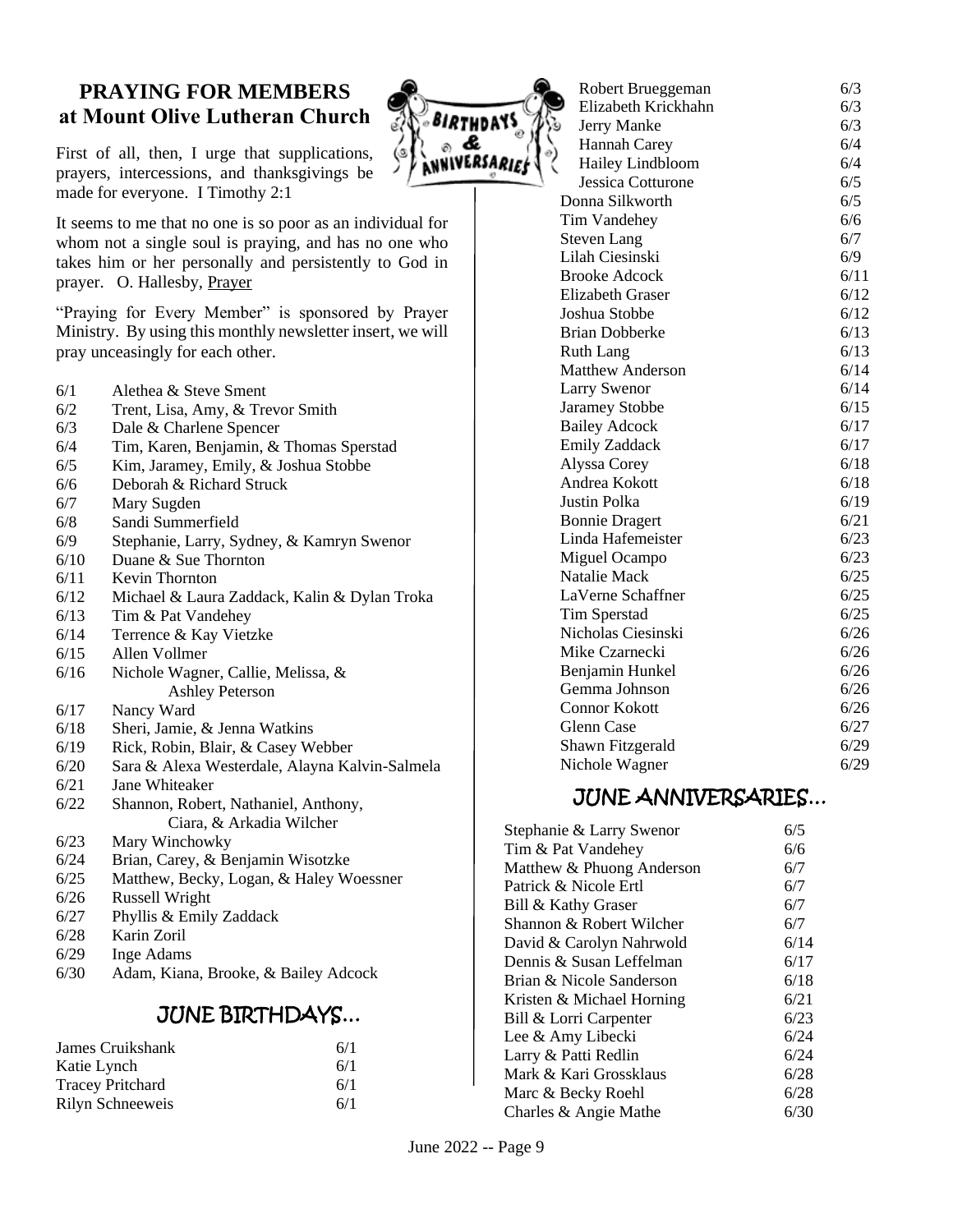## PRAYING FOR MEMBERS at Mount Olive Lutheran Church

First of all, then, I urge that supplications, prayers, intercessions, and thanksgivings be made for everyone. I Timothy 2:1

It seems to me that no one is so poor as an individual for whom not a single soul is praying, and has no one who takes him or her personally and persistently to God in prayer. O. Hallesby, Prayer

"Praying for Every Member" is sponsored by Prayer Ministry. By using this monthly newsletter insert, we will pray unceasingly for each other.

| | |
|---|---|
| 6/1 | Alethea & Steve Sment |
| 6/2 | Trent, Lisa, Amy, & Trevor Smith |
| 6/3 | Dale & Charlene Spencer |
| 6/4 | Tim, Karen, Benjamin, & Thomas Sperstad |
| 6/5 | Kim, Jaramey, Emily, & Joshua Stobbe |
| 6/6 | Deborah & Richard Struck |
| 6/7 | Mary Sugden |
| 6/8 | Sandi Summerfield |
| 6/9 | Stephanie, Larry, Sydney, & Kamryn Swenor |
| 6/10 | Duane & Sue Thornton |
| 6/11 | Kevin Thornton |
| 6/12 | Michael & Laura Zaddack, Kalin & Dylan Troka |
| 6/13 | Tim & Pat Vandehey |
| 6/14 | Terrence & Kay Vietzke |
| 6/15 | Allen Vollmer |
| 6/16 | Nichole Wagner, Callie, Melissa, & Ashley Peterson |
| 6/17 | Nancy Ward |
| 6/18 | Sheri, Jamie, & Jenna Watkins |
| 6/19 | Rick, Robin, Blair, & Casey Webber |
| 6/20 | Sara & Alexa Westerdale, Alayna Kalvin-Salmela |
| 6/21 | Jane Whiteaker |
| 6/22 | Shannon, Robert, Nathaniel, Anthony, Ciara, & Arkadia Wilcher |
| 6/23 | Mary Winchowky |
| 6/24 | Brian, Carey, & Benjamin Wisotzke |
| 6/25 | Matthew, Becky, Logan, & Haley Woessner |
| 6/26 | Russell Wright |
| 6/27 | Phyllis & Emily Zaddack |
| 6/28 | Karin Zoril |
| 6/29 | Inge Adams |
| 6/30 | Adam, Kiana, Brooke, & Bailey Adcock |

## JUNE BIRTHDAYS...

| | |
|---|---|
| James Cruikshank | 6/1 |
| Katie Lynch | 6/1 |
| Tracey Pritchard | 6/1 |
| Rilyn Schneeweis | 6/1 |
| Robert Brueggeman | 6/3 |
| Elizabeth Krickhahn | 6/3 |
| Jerry Manke | 6/3 |
| Hannah Carey | 6/4 |
| Hailey Lindbloom | 6/4 |
| Jessica Cotturone | 6/5 |
| Donna Silkworth | 6/5 |
| Tim Vandehey | 6/6 |
| Steven Lang | 6/7 |
| Lilah Ciesinski | 6/9 |
| Brooke Adcock | 6/11 |
| Elizabeth Graser | 6/12 |
| Joshua Stobbe | 6/12 |
| Brian Dobberke | 6/13 |
| Ruth Lang | 6/13 |
| Matthew Anderson | 6/14 |
| Larry Swenor | 6/14 |
| Jaramey Stobbe | 6/15 |
| Bailey Adcock | 6/17 |
| Emily Zaddack | 6/17 |
| Alyssa Corey | 6/18 |
| Andrea Kokott | 6/18 |
| Justin Polka | 6/19 |
| Bonnie Dragert | 6/21 |
| Linda Hafemeister | 6/23 |
| Miguel Ocampo | 6/23 |
| Natalie Mack | 6/25 |
| LaVerne Schaffner | 6/25 |
| Tim Sperstad | 6/25 |
| Nicholas Ciesinski | 6/26 |
| Mike Czarnecki | 6/26 |
| Benjamin Hunkel | 6/26 |
| Gemma Johnson | 6/26 |
| Connor Kokott | 6/26 |
| Glenn Case | 6/27 |
| Shawn Fitzgerald | 6/29 |
| Nichole Wagner | 6/29 |

## JUNE ANNIVERSARIES...

| | |
|---|---|
| Stephanie & Larry Swenor | 6/5 |
| Tim & Pat Vandehey | 6/6 |
| Matthew & Phuong Anderson | 6/7 |
| Patrick & Nicole Ertl | 6/7 |
| Bill & Kathy Graser | 6/7 |
| Shannon & Robert Wilcher | 6/7 |
| David & Carolyn Nahrwold | 6/14 |
| Dennis & Susan Leffelman | 6/17 |
| Brian & Nicole Sanderson | 6/18 |
| Kristen & Michael Horning | 6/21 |
| Bill & Lorri Carpenter | 6/23 |
| Lee & Amy Libecki | 6/24 |
| Larry & Patti Redlin | 6/24 |
| Mark & Kari Grossklaus | 6/28 |
| Marc & Becky Roehl | 6/28 |
| Charles & Angie Mathe | 6/30 |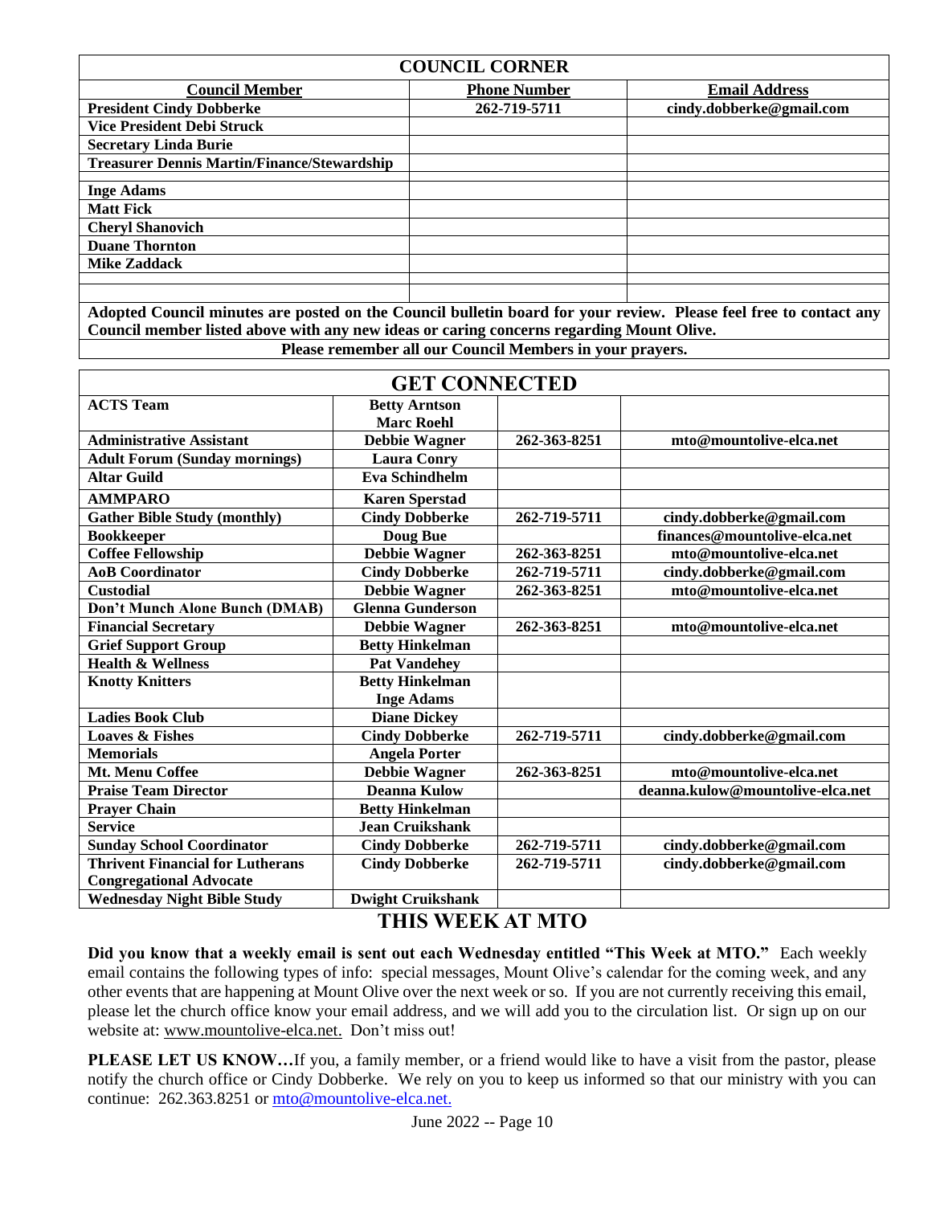## COUNCIL CORNER

| Council Member | Phone Number | Email Address |
|---|---|---|
| **President Cindy Dobberke** | **262-719-5711** | **cindy.dobberke@gmail.com** |
| **Vice President Debi Struck** | | |
| **Secretary Linda Burie** | | |
| **Treasurer Dennis Martin/Finance/Stewardship** | | |
| **Inge Adams** | | |
| **Matt Fick** | | |
| **Cheryl Shanovich** | | |
| **Duane Thornton** | | |
| **Mike Zaddack** | | |
| | | |

**Adopted Council minutes are posted on the Council bulletin board for your review. Please feel free to contact any Council member listed above with any new ideas or caring concerns regarding Mount Olive.**

**Please remember all our Council Members in your prayers.**

## GET CONNECTED

| | | | |
|---|---|---|---|
| **ACTS Team** | **Betty Arntson Marc Roehl** | | |
| **Administrative Assistant** | **Debbie Wagner** | **262-363-8251** | **mto@mountolive-elca.net** |
| **Adult Forum (Sunday mornings)** | **Laura Conry** | | |
| **Altar Guild** | **Eva Schindhelm** | | |
| **AMMPARO** | **Karen Sperstad** | | |
| **Gather Bible Study (monthly)** | **Cindy Dobberke** | **262-719-5711** | **cindy.dobberke@gmail.com** |
| **Bookkeeper** | **Doug Bue** | | **finances@mountolive-elca.net** |
| **Coffee Fellowship** | **Debbie Wagner** | **262-363-8251** | **mto@mountolive-elca.net** |
| **AoB Coordinator** | **Cindy Dobberke** | **262-719-5711** | **cindy.dobberke@gmail.com** |
| **Custodial** | **Debbie Wagner** | **262-363-8251** | **mto@mountolive-elca.net** |
| **Don't Munch Alone Bunch (DMAB)** | **Glenna Gunderson** | | |
| **Financial Secretary** | **Debbie Wagner** | **262-363-8251** | **mto@mountolive-elca.net** |
| **Grief Support Group** | **Betty Hinkelman** | | |
| **Health & Wellness** | **Pat Vandehey** | | |
| **Knotty Knitters** | **Betty Hinkelman Inge Adams** | | |
| **Ladies Book Club** | **Diane Dickey** | | |
| **Loaves & Fishes** | **Cindy Dobberke** | **262-719-5711** | **cindy.dobberke@gmail.com** |
| **Memorials** | **Angela Porter** | | |
| **Mt. Menu Coffee** | **Debbie Wagner** | **262-363-8251** | **mto@mountolive-elca.net** |
| **Praise Team Director** | **Deanna Kulow** | | **deanna.kulow@mountolive-elca.net** |
| **Prayer Chain** | **Betty Hinkelman** | | |
| **Service** | **Jean Cruikshank** | | |
| **Sunday School Coordinator** | **Cindy Dobberke** | **262-719-5711** | **cindy.dobberke@gmail.com** |
| **Thrivent Financial for Lutherans Congregational Advocate** | **Cindy Dobberke** | **262-719-5711** | **cindy.dobberke@gmail.com** |
| **Wednesday Night Bible Study** | **Dwight Cruikshank** | | |

## THIS WEEK AT MTO

**Did you know that a weekly email is sent out each Wednesday entitled "This Week at MTO."** Each weekly email contains the following types of info: special messages, Mount Olive's calendar for the coming week, and any other events that are happening at Mount Olive over the next week or so. If you are not currently receiving this email, please let the church office know your email address, and we will add you to the circulation list. Or sign up on our website at: www.mountolive-elca.net. Don't miss out!

**PLEASE LET US KNOW…**If you, a family member, or a friend would like to have a visit from the pastor, please notify the church office or Cindy Dobberke. We rely on you to keep us informed so that our ministry with you can continue: 262.363.8251 or mto@mountolive-elca.net.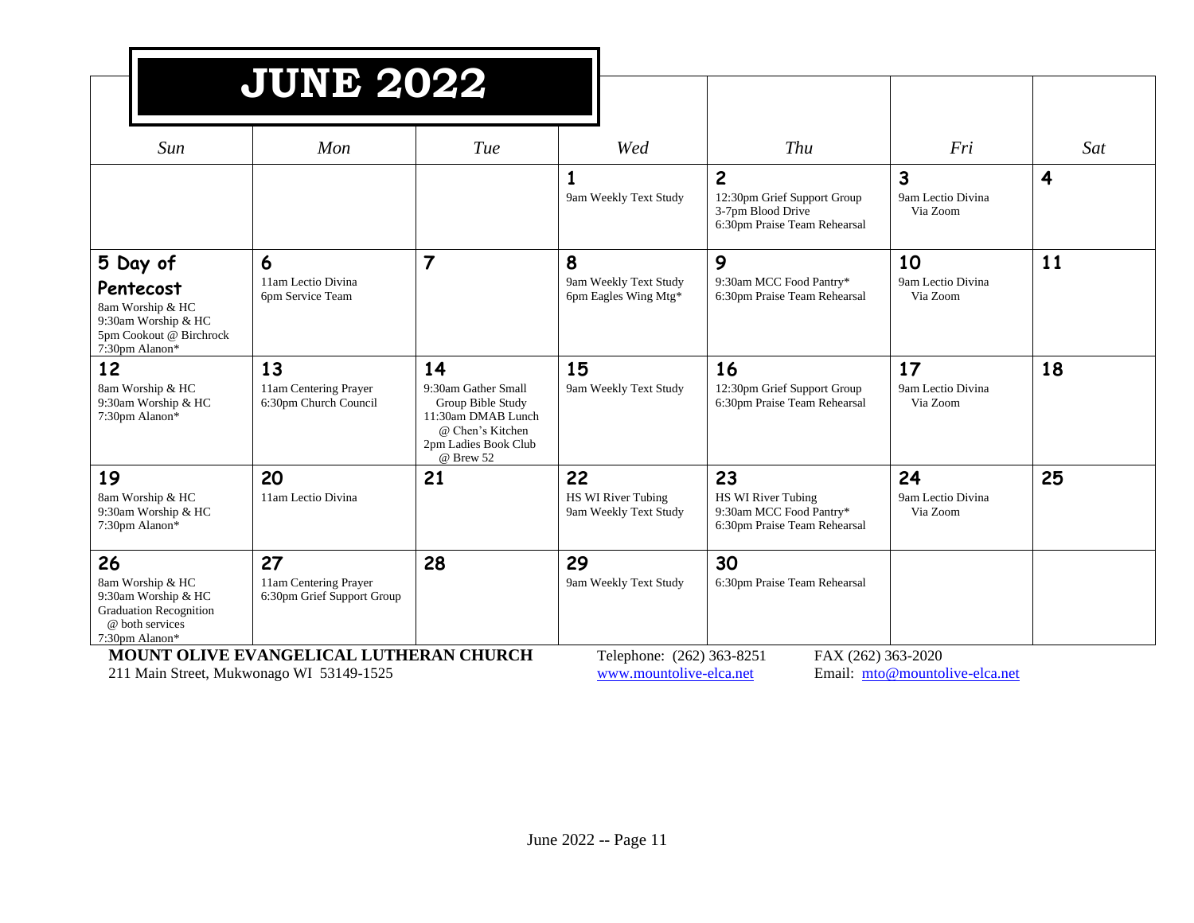# JUNE 2022

| Sun | Mon | Tue | Wed | Thu | Fri | Sat |
|---|---|---|---|---|---|---|
| | | | **1**<br>9am Weekly Text Study | **2**<br>12:30pm Grief Support Group<br>3-7pm Blood Drive<br>6:30pm Praise Team Rehearsal | **3**<br>9am Lectio Divina Via Zoom | **4** |
| **5 Day of Pentecost**<br>8am Worship & HC<br>9:30am Worship & HC<br>5pm Cookout @ Birchrock<br>7:30pm Alanon* | **6**<br>11am Lectio Divina<br>6pm Service Team | **7** | **8**<br>9am Weekly Text Study<br>6pm Eagles Wing Mtg* | **9**<br>9:30am MCC Food Pantry*<br>6:30pm Praise Team Rehearsal | **10**<br>9am Lectio Divina Via Zoom | **11** |
| **12**<br>8am Worship & HC<br>9:30am Worship & HC<br>7:30pm Alanon* | **13**<br>11am Centering Prayer<br>6:30pm Church Council | **14**<br>9:30am Gather Small Group Bible Study<br>11:30am DMAB Lunch @ Chen's Kitchen<br>2pm Ladies Book Club @ Brew 52 | **15**<br>9am Weekly Text Study | **16**<br>12:30pm Grief Support Group<br>6:30pm Praise Team Rehearsal | **17**<br>9am Lectio Divina Via Zoom | **18** |
| **19**<br>8am Worship & HC<br>9:30am Worship & HC<br>7:30pm Alanon* | **20**<br>11am Lectio Divina | **21** | **22**<br>HS WI River Tubing<br>9am Weekly Text Study | **23**<br>HS WI River Tubing<br>9:30am MCC Food Pantry*<br>6:30pm Praise Team Rehearsal | **24**<br>9am Lectio Divina Via Zoom | **25** |
| **26**<br>8am Worship & HC<br>9:30am Worship & HC<br>Graduation Recognition @ both services<br>7:30pm Alanon* | **27**<br>11am Centering Prayer<br>6:30pm Grief Support Group | **28** | **29**<br>9am Weekly Text Study | **30**<br>6:30pm Praise Team Rehearsal | | |

**MOUNT OLIVE EVANGELICAL LUTHERAN CHURCH**
211 Main Street, Mukwonago WI 53149-1525

Telephone: (262) 363-8251
www.mountolive-elca.net

FAX (262) 363-2020
Email: mto@mountolive-elca.net